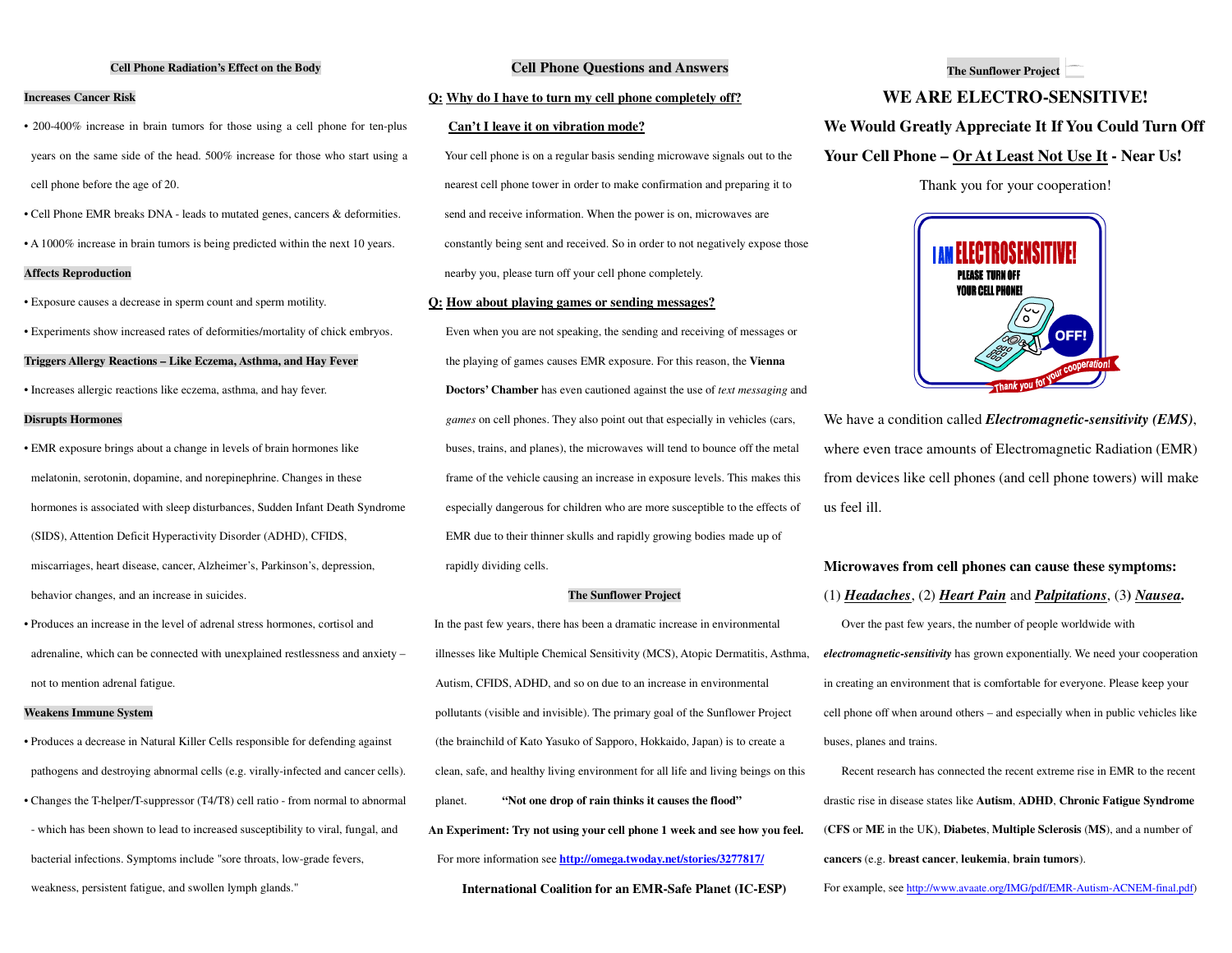## Cell Phone Radiation's Effect on the Body

### Increases Cancer Risk

- 200-400% increase in brain tumors for those using a cell phone for ten-plus years on the same side of the head. 500% increase for those who start using a cell phone before the age of 20.
- Cell Phone EMR breaks DNA - leads to mutated genes, cancers & deformities.
- A 1000% increase in brain tumors is being predicted within the next 10 years.

### Affects Reproduction

- Exposure causes a decrease in sperm count and sperm motility.
- Experiments show increased rates of deformities/mortality of chick embryos.

### Triggers Allergy Reactions – Like Eczema, Asthma, and Hay Fever

- Increases allergic reactions like eczema, asthma, and hay fever.

### Disrupts Hormones

- EMR exposure brings about a change in levels of brain hormones like melatonin, serotonin, dopamine, and norepinephrine. Changes in these hormones is associated with sleep disturbances, Sudden Infant Death Syndrome (SIDS), Attention Deficit Hyperactivity Disorder (ADHD), CFIDS, miscarriages, heart disease, cancer, Alzheimer's, Parkinson's, depression, behavior changes, and an increase in suicides.
- Produces an increase in the level of adrenal stress hormones, cortisol and adrenaline, which can be connected with unexplained restlessness and anxiety – not to mention adrenal fatigue.

### Weakens Immune System

- Produces a decrease in Natural Killer Cells responsible for defending against pathogens and destroying abnormal cells (e.g. virally-infected and cancer cells).
- Changes the T-helper/T-suppressor (T4/T8) cell ratio - from normal to abnormal - which has been shown to lead to increased susceptibility to viral, fungal, and bacterial infections. Symptoms include "sore throats, low-grade fevers, weakness, persistent fatigue, and swollen lymph glands."

## Cell Phone Questions and Answers

**Q: Why do I have to turn my cell phone completely off? Can't I leave it on vibration mode?**

Your cell phone is on a regular basis sending microwave signals out to the nearest cell phone tower in order to make confirmation and preparing it to send and receive information. When the power is on, microwaves are constantly being sent and received. So in order to not negatively expose those nearby you, please turn off your cell phone completely.

**Q: How about playing games or sending messages?**

Even when you are not speaking, the sending and receiving of messages or the playing of games causes EMR exposure. For this reason, the **Vienna Doctors' Chamber** has even cautioned against the use of *text messaging* and *games* on cell phones. They also point out that especially in vehicles (cars, buses, trains, and planes), the microwaves will tend to bounce off the metal frame of the vehicle causing an increase in exposure levels. This makes this especially dangerous for children who are more susceptible to the effects of EMR due to their thinner skulls and rapidly growing bodies made up of rapidly dividing cells.

### The Sunflower Project

In the past few years, there has been a dramatic increase in environmental illnesses like Multiple Chemical Sensitivity (MCS), Atopic Dermatitis, Asthma, Autism, CFIDS, ADHD, and so on due to an increase in environmental pollutants (visible and invisible). The primary goal of the Sunflower Project (the brainchild of Kato Yasuko of Sapporo, Hokkaido, Japan) is to create a clean, safe, and healthy living environment for all life and living beings on this planet. **"Not one drop of rain thinks it causes the flood"**

**An Experiment: Try not using your cell phone 1 week and see how you feel.**

For more information see **http://omega.twoday.net/stories/3277817/**

**International Coalition for an EMR-Safe Planet (IC-ESP)**

### The Sunflower Project

# WE ARE ELECTRO-SENSITIVE!

**We Would Greatly Appreciate It If You Could Turn Off Your Cell Phone – Or At Least Not Use It - Near Us!**

Thank you for your cooperation!

I AM ELECTROSENSITIVE! PLEASE TURN OFF YOUR CELL PHONE! OFF! Thank you for your cooperation!

We have a condition called ***Electromagnetic-sensitivity (EMS)***, where even trace amounts of Electromagnetic Radiation (EMR) from devices like cell phones (and cell phone towers) will make us feel ill.

**Microwaves from cell phones can cause these symptoms:**

(1) ***Headaches***, (2) ***Heart Pain*** and ***Palpitations***, (3) ***Nausea.***

Over the past few years, the number of people worldwide with ***electromagnetic-sensitivity*** has grown exponentially. We need your cooperation in creating an environment that is comfortable for everyone. Please keep your cell phone off when around others – and especially when in public vehicles like buses, planes and trains.

Recent research has connected the recent extreme rise in EMR to the recent drastic rise in disease states like **Autism**, **ADHD**, **Chronic Fatigue Syndrome** (**CFS** or **ME** in the UK), **Diabetes**, **Multiple Sclerosis** (**MS**), and a number of **cancers** (e.g. **breast cancer**, **leukemia**, **brain tumors**).

For example, see http://www.avaate.org/IMG/pdf/EMR-Autism-ACNEM-final.pdf)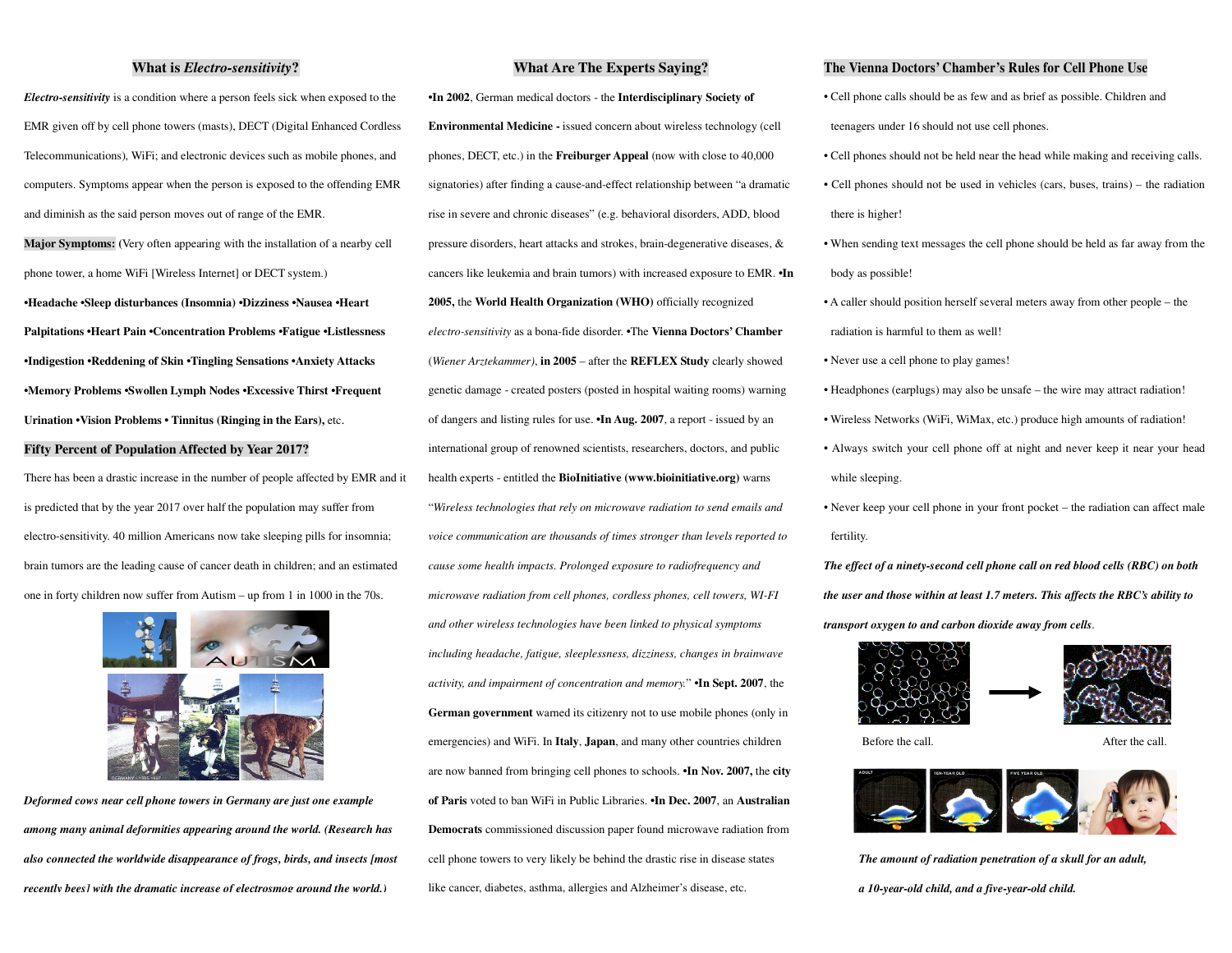## What is *Electro-sensitivity*?

***Electro-sensitivity*** is a condition where a person feels sick when exposed to the EMR given off by cell phone towers (masts), DECT (Digital Enhanced Cordless Telecommunications), WiFi; and electronic devices such as mobile phones, and computers. Symptoms appear when the person is exposed to the offending EMR and diminish as the said person moves out of range of the EMR.

**Major Symptoms:** (Very often appearing with the installation of a nearby cell phone tower, a home WiFi [Wireless Internet] or DECT system.)

**•Headache •Sleep disturbances (Insomnia) •Dizziness •Nausea •Heart Palpitations •Heart Pain •Concentration Problems •Fatigue •Listlessness •Indigestion •Reddening of Skin •Tingling Sensations •Anxiety Attacks •Memory Problems •Swollen Lymph Nodes •Excessive Thirst •Frequent Urination •Vision Problems • Tinnitus (Ringing in the Ears),** etc.

**Fifty Percent of Population Affected by Year 2017?**

There has been a drastic increase in the number of people affected by EMR and it is predicted that by the year 2017 over half the population may suffer from electro-sensitivity. 40 million Americans now take sleeping pills for insomnia; brain tumors are the leading cause of cancer death in children; and an estimated one in forty children now suffer from Autism – up from 1 in 1000 in the 70s.

***Deformed cows near cell phone towers in Germany are just one example among many animal deformities appearing around the world. (Research has also connected the worldwide disappearance of frogs, birds, and insects [most recently bees] with the dramatic increase of electrosmog around the world.)***

## What Are The Experts Saying?

**•In 2002**, German medical doctors - the **Interdisciplinary Society of Environmental Medicine -** issued concern about wireless technology (cell phones, DECT, etc.) in the **Freiburger Appeal** (now with close to 40,000 signatories) after finding a cause-and-effect relationship between "a dramatic rise in severe and chronic diseases" (e.g. behavioral disorders, ADD, blood pressure disorders, heart attacks and strokes, brain-degenerative diseases, & cancers like leukemia and brain tumors) with increased exposure to EMR. **•In 2005,** the **World Health Organization (WHO)** officially recognized *electro-sensitivity* as a bona-fide disorder. •The **Vienna Doctors' Chamber** (*Wiener Arztekammer)*, **in 2005** – after the **REFLEX Study** clearly showed genetic damage - created posters (posted in hospital waiting rooms) warning of dangers and listing rules for use. **•In Aug. 2007**, a report - issued by an international group of renowned scientists, researchers, doctors, and public health experts - entitled the **BioInitiative (www.bioinitiative.org)** warns "*Wireless technologies that rely on microwave radiation to send emails and voice communication are thousands of times stronger than levels reported to cause some health impacts. Prolonged exposure to radiofrequency and microwave radiation from cell phones, cordless phones, cell towers, WI-FI and other wireless technologies have been linked to physical symptoms including headache, fatigue, sleeplessness, dizziness, changes in brainwave activity, and impairment of concentration and memory.*" **•In Sept. 2007**, the **German government** warned its citizenry not to use mobile phones (only in emergencies) and WiFi. In **Italy**, **Japan**, and many other countries children are now banned from bringing cell phones to schools. **•In Nov. 2007,** the **city of Paris** voted to ban WiFi in Public Libraries. **•In Dec. 2007**, an **Australian Democrats** commissioned discussion paper found microwave radiation from cell phone towers to very likely be behind the drastic rise in disease states like cancer, diabetes, asthma, allergies and Alzheimer's disease, etc.

## The Vienna Doctors' Chamber's Rules for Cell Phone Use

- Cell phone calls should be as few and as brief as possible. Children and teenagers under 16 should not use cell phones.
- Cell phones should not be held near the head while making and receiving calls.
- Cell phones should not be used in vehicles (cars, buses, trains) – the radiation there is higher!
- When sending text messages the cell phone should be held as far away from the body as possible!
- A caller should position herself several meters away from other people – the radiation is harmful to them as well!
- Never use a cell phone to play games!
- Headphones (earplugs) may also be unsafe – the wire may attract radiation!
- Wireless Networks (WiFi, WiMax, etc.) produce high amounts of radiation!
- Always switch your cell phone off at night and never keep it near your head while sleeping.
- Never keep your cell phone in your front pocket – the radiation can affect male fertility.

***The effect of a ninety-second cell phone call on red blood cells (RBC) on both the user and those within at least 1.7 meters. This affects the RBC's ability to transport oxygen to and carbon dioxide away from cells*.**

Before the call. After the call.

ADULT TEN-YEAR OLD FIVE YEAR OLD

***The amount of radiation penetration of a skull for an adult, a 10-year-old child, and a five-year-old child.***